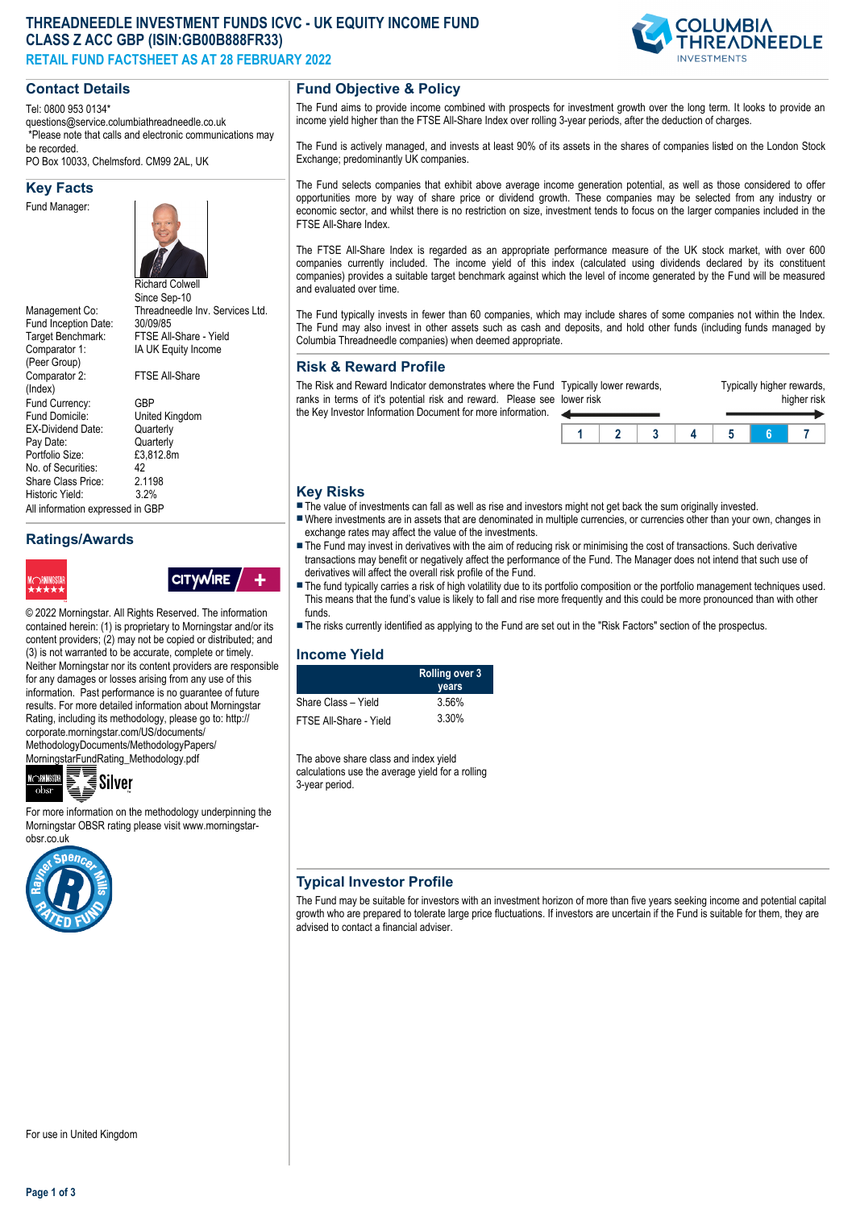# THREADNEEDLE INVESTMENT FUNDS ICVC - UK EQUITY INCOME FUND CLASS Z ACC GBP (ISIN:GB00B888FR33)

## RETAIL FUND FACTSHEET AS AT 28 FEBRUARY 2022

## Contact Details

Tel: 0800 953 0134*
questions@service.columbiathreadneedle.co.uk
*Please note that calls and electronic communications may be recorded.
PO Box 10033, Chelmsford. CM99 2AL, UK

## Key Facts

| | |
|---|---|
| Fund Manager: | Richard Colwell<br>Since Sep-10 |
| Management Co: | Threadneedle Inv. Services Ltd. |
| Fund Inception Date: | 30/09/85 |
| Target Benchmark: | FTSE All-Share - Yield |
| Comparator 1: (Peer Group) | IA UK Equity Income |
| Comparator 2: (Index) | FTSE All-Share |
| Fund Currency: | GBP |
| Fund Domicile: | United Kingdom |
| EX-Dividend Date: | Quarterly |
| Pay Date: | Quarterly |
| Portfolio Size: | £3,812.8m |
| No. of Securities: | 42 |
| Share Class Price: | 2.1198 |
| Historic Yield: | 3.2% |

All information expressed in GBP

## Ratings/Awards

© 2022 Morningstar. All Rights Reserved. The information contained herein: (1) is proprietary to Morningstar and/or its content providers; (2) may not be copied or distributed; and (3) is not warranted to be accurate, complete or timely. Neither Morningstar nor its content providers are responsible for any damages or losses arising from any use of this information. Past performance is no guarantee of future results. For more detailed information about Morningstar Rating, including its methodology, please go to: http://corporate.morningstar.com/US/documents/MethodologyDocuments/MethodologyPapers/MorningstarFundRating_Methodology.pdf

Silver

For more information on the methodology underpinning the Morningstar OBSR rating please visit www.morningstar-obsr.co.uk

For use in United Kingdom

## Fund Objective & Policy

The Fund aims to provide income combined with prospects for investment growth over the long term. It looks to provide an income yield higher than the FTSE All-Share Index over rolling 3-year periods, after the deduction of charges.

The Fund is actively managed, and invests at least 90% of its assets in the shares of companies listed on the London Stock Exchange; predominantly UK companies.

The Fund selects companies that exhibit above average income generation potential, as well as those considered to offer opportunities more by way of share price or dividend growth. These companies may be selected from any industry or economic sector, and whilst there is no restriction on size, investment tends to focus on the larger companies included in the FTSE All-Share Index.

The FTSE All-Share Index is regarded as an appropriate performance measure of the UK stock market, with over 600 companies currently included. The income yield of this index (calculated using dividends declared by its constituent companies) provides a suitable target benchmark against which the level of income generated by the Fund will be measured and evaluated over time.

The Fund typically invests in fewer than 60 companies, which may include shares of some companies not within the Index. The Fund may also invest in other assets such as cash and deposits, and hold other funds (including funds managed by Columbia Threadneedle companies) when deemed appropriate.

## Risk & Reward Profile

The Risk and Reward Indicator demonstrates where the Fund ranks in terms of it's potential risk and reward. Please see the Key Investor Information Document for more information.

Typically lower rewards, lower risk — Typically higher rewards, higher risk

| 1 | 2 | 3 | 4 | 5 | **6** | 7 |
|---|---|---|---|---|---|---|

## Key Risks

- The value of investments can fall as well as rise and investors might not get back the sum originally invested.
- Where investments are in assets that are denominated in multiple currencies, or currencies other than your own, changes in exchange rates may affect the value of the investments.
- The Fund may invest in derivatives with the aim of reducing risk or minimising the cost of transactions. Such derivative transactions may benefit or negatively affect the performance of the Fund. The Manager does not intend that such use of derivatives will affect the overall risk profile of the Fund.
- The fund typically carries a risk of high volatility due to its portfolio composition or the portfolio management techniques used. This means that the fund's value is likely to fall and rise more frequently and this could be more pronounced than with other funds.
- The risks currently identified as applying to the Fund are set out in the "Risk Factors" section of the prospectus.

## Income Yield

| | Rolling over 3 years |
|---|---|
| Share Class – Yield | 3.56% |
| FTSE All-Share - Yield | 3.30% |

The above share class and index yield calculations use the average yield for a rolling 3-year period.

## Typical Investor Profile

The Fund may be suitable for investors with an investment horizon of more than five years seeking income and potential capital growth who are prepared to tolerate large price fluctuations. If investors are uncertain if the Fund is suitable for them, they are advised to contact a financial adviser.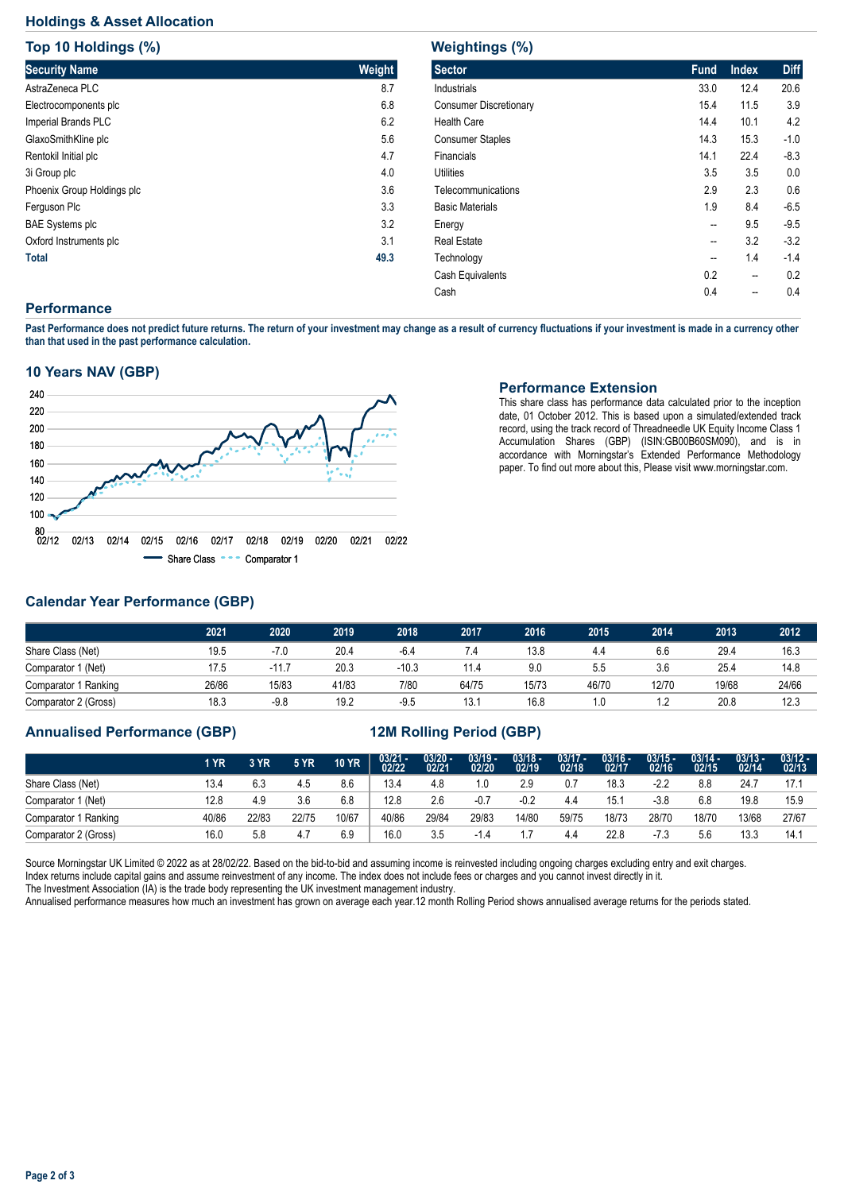## Holdings & Asset Allocation

### Top 10 Holdings (%)

| Security Name | Weight |
|---|---|
| AstraZeneca PLC | 8.7 |
| Electrocomponents plc | 6.8 |
| Imperial Brands PLC | 6.2 |
| GlaxoSmithKline plc | 5.6 |
| Rentokil Initial plc | 4.7 |
| 3i Group plc | 4.0 |
| Phoenix Group Holdings plc | 3.6 |
| Ferguson Plc | 3.3 |
| BAE Systems plc | 3.2 |
| Oxford Instruments plc | 3.1 |
| **Total** | **49.3** |

### Weightings (%)

| Sector | Fund | Index | Diff |
|---|---|---|---|
| Industrials | 33.0 | 12.4 | 20.6 |
| Consumer Discretionary | 15.4 | 11.5 | 3.9 |
| Health Care | 14.4 | 10.1 | 4.2 |
| Consumer Staples | 14.3 | 15.3 | -1.0 |
| Financials | 14.1 | 22.4 | -8.3 |
| Utilities | 3.5 | 3.5 | 0.0 |
| Telecommunications | 2.9 | 2.3 | 0.6 |
| Basic Materials | 1.9 | 8.4 | -6.5 |
| Energy | -- | 9.5 | -9.5 |
| Real Estate | -- | 3.2 | -3.2 |
| Technology | -- | 1.4 | -1.4 |
| Cash Equivalents | 0.2 | -- | 0.2 |
| Cash | 0.4 | -- | 0.4 |

## Performance

**Past Performance does not predict future returns. The return of your investment may change as a result of currency fluctuations if your investment is made in a currency other than that used in the past performance calculation.**

### 10 Years NAV (GBP)

Share Class — Comparator 1

### Performance Extension

This share class has performance data calculated prior to the inception date, 01 October 2012. This is based upon a simulated/extended track record, using the track record of Threadneedle UK Equity Income Class 1 Accumulation Shares (GBP) (ISIN:GB00B60SM090), and is in accordance with Morningstar's Extended Performance Methodology paper. To find out more about this, Please visit www.morningstar.com.

### Calendar Year Performance (GBP)

| | 2021 | 2020 | 2019 | 2018 | 2017 | 2016 | 2015 | 2014 | 2013 | 2012 |
|---|---|---|---|---|---|---|---|---|---|---|
| Share Class (Net) | 19.5 | -7.0 | 20.4 | -6.4 | 7.4 | 13.8 | 4.4 | 6.6 | 29.4 | 16.3 |
| Comparator 1 (Net) | 17.5 | -11.7 | 20.3 | -10.3 | 11.4 | 9.0 | 5.5 | 3.6 | 25.4 | 14.8 |
| Comparator 1 Ranking | 26/86 | 15/83 | 41/83 | 7/80 | 64/75 | 15/73 | 46/70 | 12/70 | 19/68 | 24/66 |
| Comparator 2 (Gross) | 18.3 | -9.8 | 19.2 | -9.5 | 13.1 | 16.8 | 1.0 | 1.2 | 20.8 | 12.3 |

### Annualised Performance (GBP) / 12M Rolling Period (GBP)

| | 1 YR | 3 YR | 5 YR | 10 YR | 03/21 - 02/22 | 03/20 - 02/21 | 03/19 - 02/20 | 03/18 - 02/19 | 03/17 - 02/18 | 03/16 - 02/17 | 03/15 - 02/16 | 03/14 - 02/15 | 03/13 - 02/14 | 03/12 - 02/13 |
|---|---|---|---|---|---|---|---|---|---|---|---|---|---|---|
| Share Class (Net) | 13.4 | 6.3 | 4.5 | 8.6 | 13.4 | 4.8 | 1.0 | 2.9 | 0.7 | 18.3 | -2.2 | 8.8 | 24.7 | 17.1 |
| Comparator 1 (Net) | 12.8 | 4.9 | 3.6 | 6.8 | 12.8 | 2.6 | -0.7 | -0.2 | 4.4 | 15.1 | -3.8 | 6.8 | 19.8 | 15.9 |
| Comparator 1 Ranking | 40/86 | 22/83 | 22/75 | 10/67 | 40/86 | 29/84 | 29/83 | 14/80 | 59/75 | 18/73 | 28/70 | 18/70 | 13/68 | 27/67 |
| Comparator 2 (Gross) | 16.0 | 5.8 | 4.7 | 6.9 | 16.0 | 3.5 | -1.4 | 1.7 | 4.4 | 22.8 | -7.3 | 5.6 | 13.3 | 14.1 |

Source Morningstar UK Limited © 2022 as at 28/02/22. Based on the bid-to-bid and assuming income is reinvested including ongoing charges excluding entry and exit charges. Index returns include capital gains and assume reinvestment of any income. The index does not include fees or charges and you cannot invest directly in it.
The Investment Association (IA) is the trade body representing the UK investment management industry.
Annualised performance measures how much an investment has grown on average each year.12 month Rolling Period shows annualised average returns for the periods stated.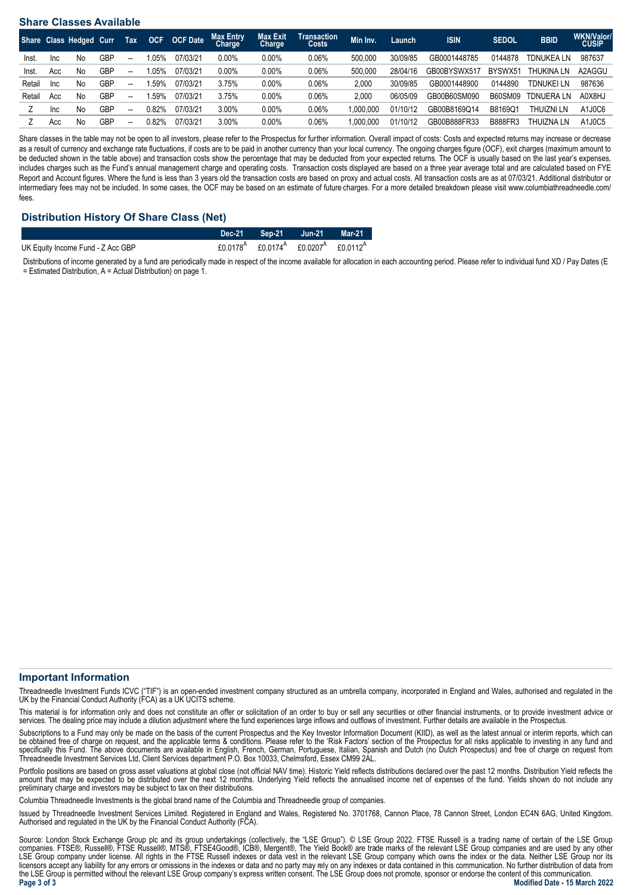## Share Classes Available

| Share | Class | Hedged | Curr | Tax | OCF | OCF Date | Max Entry Charge | Max Exit Charge | Transaction Costs | Min Inv. | Launch | ISIN | SEDOL | BBID | WKN/Valor/ CUSIP |
|---|---|---|---|---|---|---|---|---|---|---|---|---|---|---|---|
| Inst. | Inc | No | GBP | -- | 1.05% | 07/03/21 | 0.00% | 0.00% | 0.06% | 500,000 | 30/09/85 | GB0001448785 | 0144878 | TDNUKEA LN | 987637 |
| Inst. | Acc | No | GBP | -- | 1.05% | 07/03/21 | 0.00% | 0.00% | 0.06% | 500,000 | 28/04/16 | GB00BYSWX517 | BYSWX51 | THUKINA LN | A2AGGU |
| Retail | Inc | No | GBP | -- | 1.59% | 07/03/21 | 3.75% | 0.00% | 0.06% | 2,000 | 30/09/85 | GB0001448900 | 0144890 | TDNUKEI LN | 987636 |
| Retail | Acc | No | GBP | -- | 1.59% | 07/03/21 | 3.75% | 0.00% | 0.06% | 2,000 | 06/05/09 | GB00B60SM090 | B60SM09 | TDNUERA LN | A0X8HJ |
| Z | Inc | No | GBP | -- | 0.82% | 07/03/21 | 3.00% | 0.00% | 0.06% | 1,000,000 | 01/10/12 | GB00B8169Q14 | B8169Q1 | THUIZNI LN | A1J0C6 |
| Z | Acc | No | GBP | -- | 0.82% | 07/03/21 | 3.00% | 0.00% | 0.06% | 1,000,000 | 01/10/12 | GB00B888FR33 | B888FR3 | THUIZNA LN | A1J0C5 |

Share classes in the table may not be open to all investors, please refer to the Prospectus for further information. Overall impact of costs: Costs and expected returns may increase or decrease as a result of currency and exchange rate fluctuations, if costs are to be paid in another currency than your local currency. The ongoing charges figure (OCF), exit charges (maximum amount to be deducted shown in the table above) and transaction costs show the percentage that may be deducted from your expected returns. The OCF is usually based on the last year's expenses, includes charges such as the Fund's annual management charge and operating costs. Transaction costs displayed are based on a three year average total and are calculated based on FYE Report and Account figures. Where the fund is less than 3 years old the transaction costs are based on proxy and actual costs. All transaction costs are as at 07/03/21. Additional distributor or intermediary fees may not be included. In some cases, the OCF may be based on an estimate of future charges. For a more detailed breakdown please visit www.columbiathreadneedle.com/fees.

## Distribution History Of Share Class (Net)

| | Dec-21 | Sep-21 | Jun-21 | Mar-21 |
|---|---|---|---|---|
| UK Equity Income Fund - Z Acc GBP | £0.0178[A] | £0.0174[A] | £0.0207[A] | £0.0112[A] |

Distributions of income generated by a fund are periodically made in respect of the income available for allocation in each accounting period. Please refer to individual fund XD / Pay Dates (E = Estimated Distribution, A = Actual Distribution) on page 1.

## Important Information

Threadneedle Investment Funds ICVC ("TIF") is an open-ended investment company structured as an umbrella company, incorporated in England and Wales, authorised and regulated in the UK by the Financial Conduct Authority (FCA) as a UK UCITS scheme.

This material is for information only and does not constitute an offer or solicitation of an order to buy or sell any securities or other financial instruments, or to provide investment advice or services. The dealing price may include a dilution adjustment where the fund experiences large inflows and outflows of investment. Further details are available in the Prospectus.

Subscriptions to a Fund may only be made on the basis of the current Prospectus and the Key Investor Information Document (KIID), as well as the latest annual or interim reports, which can be obtained free of charge on request, and the applicable terms & conditions. Please refer to the 'Risk Factors' section of the Prospectus for all risks applicable to investing in any fund and specifically this Fund. The above documents are available in English, French, German, Portuguese, Italian, Spanish and Dutch (no Dutch Prospectus) and free of charge on request from Threadneedle Investment Services Ltd, Client Services department P.O. Box 10033, Chelmsford, Essex CM99 2AL.

Portfolio positions are based on gross asset valuations at global close (not official NAV time). Historic Yield reflects distributions declared over the past 12 months. Distribution Yield reflects the amount that may be expected to be distributed over the next 12 months. Underlying Yield reflects the annualised income net of expenses of the fund. Yields shown do not include any preliminary charge and investors may be subject to tax on their distributions.

Columbia Threadneedle Investments is the global brand name of the Columbia and Threadneedle group of companies.

Issued by Threadneedle Investment Services Limited. Registered in England and Wales, Registered No. 3701768, Cannon Place, 78 Cannon Street, London EC4N 6AG, United Kingdom. Authorised and regulated in the UK by the Financial Conduct Authority (FCA).

Source: London Stock Exchange Group plc and its group undertakings (collectively, the "LSE Group"). © LSE Group 2022. FTSE Russell is a trading name of certain of the LSE Group companies. FTSE®, Russell®, FTSE Russell®, MTS®, FTSE4Good®, ICB®, Mergent®, The Yield Book® are trade marks of the relevant LSE Group companies and are used by any other LSE Group company under license. All rights in the FTSE Russell indexes or data vest in the relevant LSE Group company which owns the index or the data. Neither LSE Group nor its licensors accept any liability for any errors or omissions in the indexes or data and no party may rely on any indexes or data contained in this communication. No further distribution of data from the LSE Group is permitted without the relevant LSE Group company's express written consent. The LSE Group does not promote, sponsor or endorse the content of this communication.

**Modified Date - 15 March 2022**